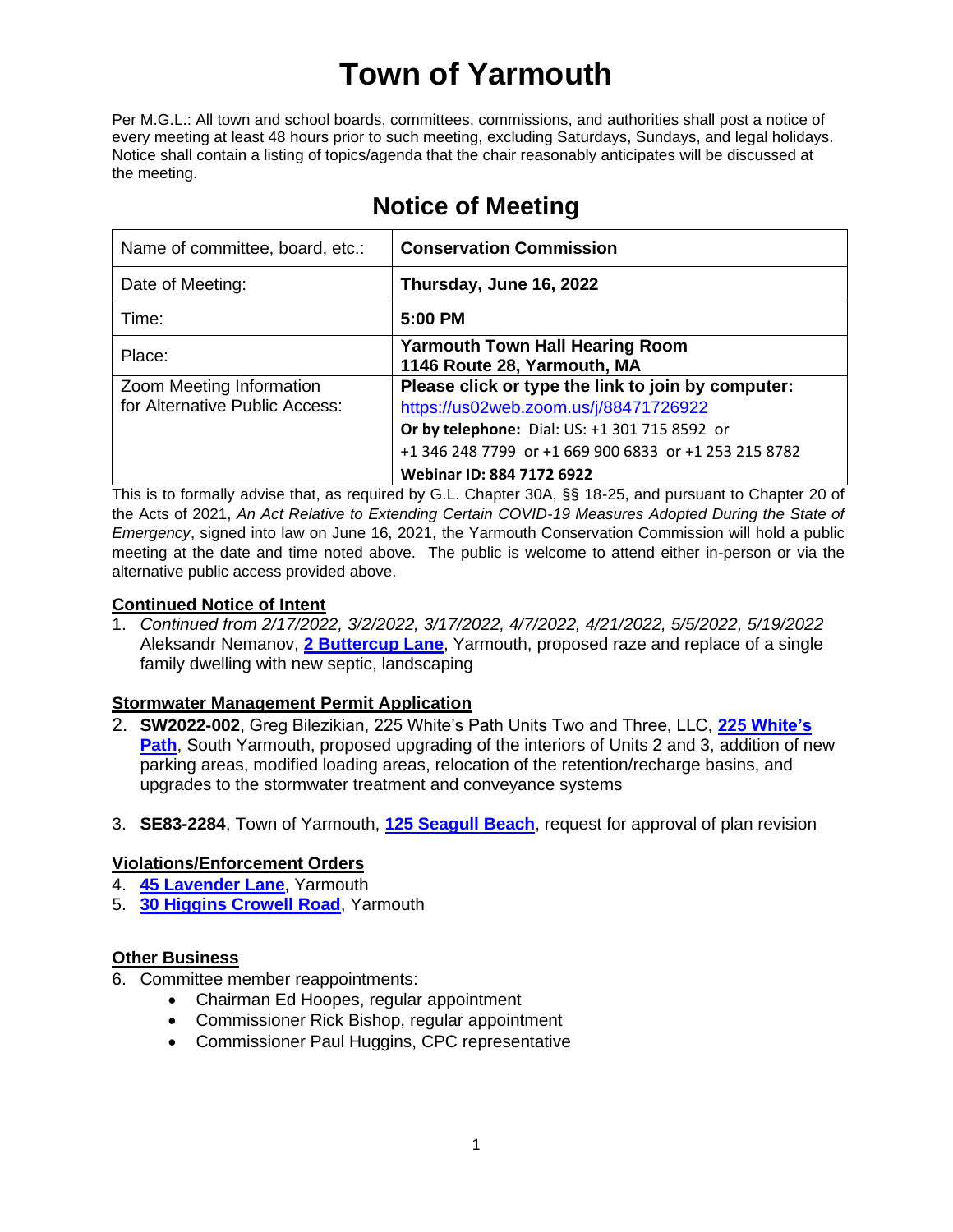# Town of Yarmouth

Per M.G.L.: All town and school boards, committees, commissions, and authorities shall post a notice of every meeting at least 48 hours prior to such meeting, excluding Saturdays, Sundays, and legal holidays. Notice shall contain a listing of topics/agenda that the chair reasonably anticipates will be discussed at the meeting.

## Notice of Meeting

| Name of committee, board, etc.: | **Conservation Commission** |
|---|---|
| Date of Meeting: | **Thursday, June 16, 2022** |
| Time: | **5:00 PM** |
| Place: | **Yarmouth Town Hall Hearing Room**<br>**1146 Route 28, Yarmouth, MA** |
| Zoom Meeting Information for Alternative Public Access: | **Please click or type the link to join by computer:**<br>https://us02web.zoom.us/j/88471726922<br>**Or by telephone:** Dial: US: +1 301 715 8592 or<br>+1 346 248 7799 or +1 669 900 6833 or +1 253 215 8782<br>**Webinar ID: 884 7172 6922** |

This is to formally advise that, as required by G.L. Chapter 30A, §§ 18-25, and pursuant to Chapter 20 of the Acts of 2021, *An Act Relative to Extending Certain COVID-19 Measures Adopted During the State of Emergency*, signed into law on June 16, 2021, the Yarmouth Conservation Commission will hold a public meeting at the date and time noted above. The public is welcome to attend either in-person or via the alternative public access provided above.

**Continued Notice of Intent**

1. *Continued from 2/17/2022, 3/2/2022, 3/17/2022, 4/7/2022, 4/21/2022, 5/5/2022, 5/19/2022* Aleksandr Nemanov, **2 Buttercup Lane**, Yarmouth, proposed raze and replace of a single family dwelling with new septic, landscaping

**Stormwater Management Permit Application**

2. **SW2022-002**, Greg Bilezikian, 225 White's Path Units Two and Three, LLC, **225 White's Path**, South Yarmouth, proposed upgrading of the interiors of Units 2 and 3, addition of new parking areas, modified loading areas, relocation of the retention/recharge basins, and upgrades to the stormwater treatment and conveyance systems

3. **SE83-2284**, Town of Yarmouth, **125 Seagull Beach**, request for approval of plan revision

**Violations/Enforcement Orders**

4. **45 Lavender Lane**, Yarmouth
5. **30 Higgins Crowell Road**, Yarmouth

**Other Business**

6. Committee member reappointments:
   - Chairman Ed Hoopes, regular appointment
   - Commissioner Rick Bishop, regular appointment
   - Commissioner Paul Huggins, CPC representative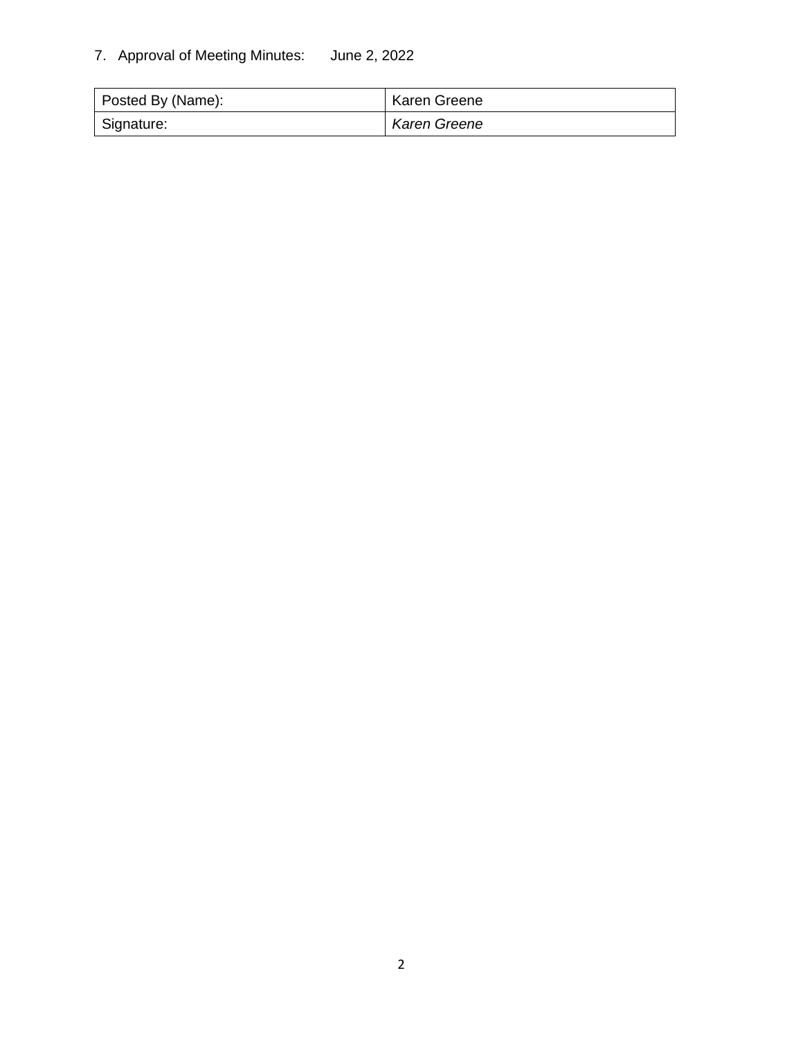7. Approval of Meeting Minutes: June 2, 2022

| Posted By (Name): | Karen Greene |
|---|---|
| Signature: | *Karen Greene* |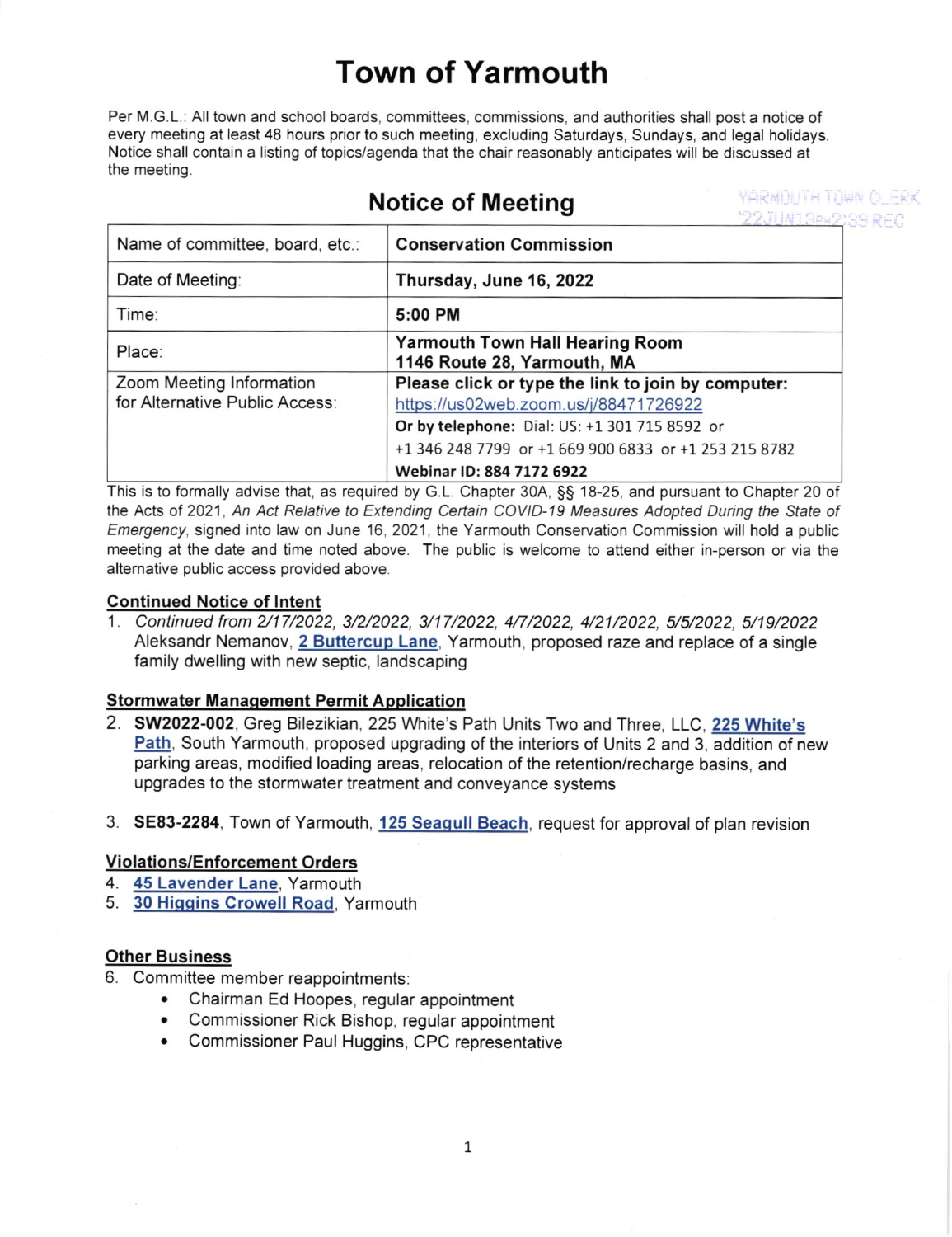# Town of Yarmouth

Per M.G.L.: All town and school boards, committees, commissions, and authorities shall post a notice of every meeting at least 48 hours prior to such meeting, excluding Saturdays, Sundays, and legal holidays. Notice shall contain a listing of topics/agenda that the chair reasonably anticipates will be discussed at the meeting.

## Notice of Meeting

YARMOUTH TOWN CLERK '22JUN13PM2:39 REC

| Name of committee, board, etc.: | **Conservation Commission** |
|---|---|
| Date of Meeting: | **Thursday, June 16, 2022** |
| Time: | **5:00 PM** |
| Place: | **Yarmouth Town Hall Hearing Room 1146 Route 28, Yarmouth, MA** |
| Zoom Meeting Information for Alternative Public Access: | **Please click or type the link to join by computer:** https://us02web.zoom.us/j/88471726922 **Or by telephone:** Dial: US: +1 301 715 8592 or +1 346 248 7799 or +1 669 900 6833 or +1 253 215 8782 **Webinar ID: 884 7172 6922** |

This is to formally advise that, as required by G.L. Chapter 30A, §§ 18-25, and pursuant to Chapter 20 of the Acts of 2021, *An Act Relative to Extending Certain COVID-19 Measures Adopted During the State of Emergency*, signed into law on June 16, 2021, the Yarmouth Conservation Commission will hold a public meeting at the date and time noted above. The public is welcome to attend either in-person or via the alternative public access provided above.

**Continued Notice of Intent**

1. *Continued from 2/17/2022, 3/2/2022, 3/17/2022, 4/7/2022, 4/21/2022, 5/5/2022, 5/19/2022* Aleksandr Nemanov, **2 Buttercup Lane**, Yarmouth, proposed raze and replace of a single family dwelling with new septic, landscaping

**Stormwater Management Permit Application**

2. **SW2022-002**, Greg Bilezikian, 225 White's Path Units Two and Three, LLC, **225 White's Path**, South Yarmouth, proposed upgrading of the interiors of Units 2 and 3, addition of new parking areas, modified loading areas, relocation of the retention/recharge basins, and upgrades to the stormwater treatment and conveyance systems

3. **SE83-2284**, Town of Yarmouth, **125 Seagull Beach**, request for approval of plan revision

**Violations/Enforcement Orders**

4. **45 Lavender Lane**, Yarmouth
5. **30 Higgins Crowell Road**, Yarmouth

**Other Business**

6. Committee member reappointments:
   - Chairman Ed Hoopes, regular appointment
   - Commissioner Rick Bishop, regular appointment
   - Commissioner Paul Huggins, CPC representative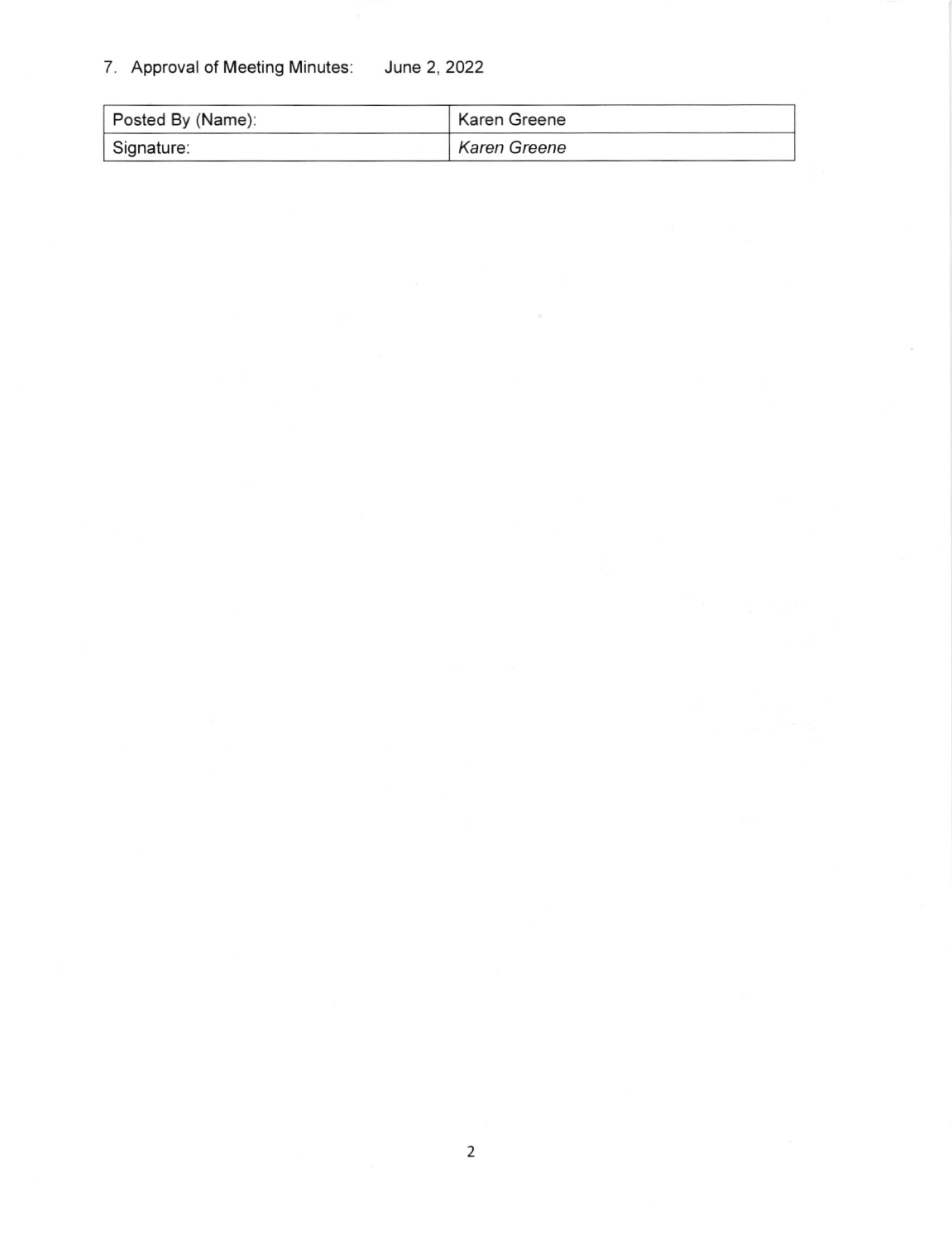7. Approval of Meeting Minutes: June 2, 2022

| | |
|---|---|
| Posted By (Name): | Karen Greene |
| Signature: | *Karen Greene* |